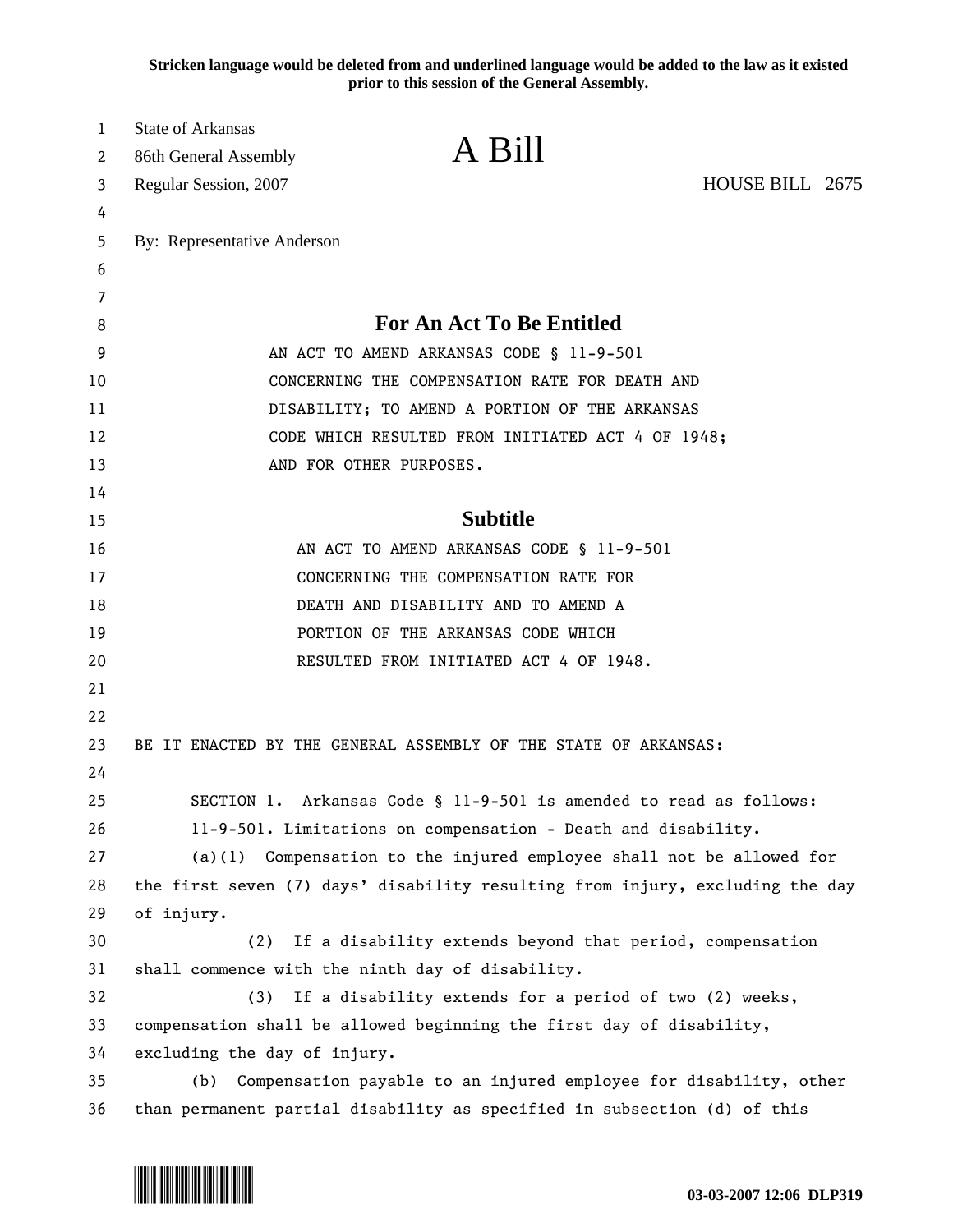Stricken language would be deleted from and underlined language would be added to the law as it existed prior to this session of the General Assembly.

State of Arkansas
86th General Assembly
Regular Session, 2007

# A Bill

HOUSE BILL 2675

By: Representative Anderson

## For An Act To Be Entitled

AN ACT TO AMEND ARKANSAS CODE § 11-9-501 CONCERNING THE COMPENSATION RATE FOR DEATH AND DISABILITY; TO AMEND A PORTION OF THE ARKANSAS CODE WHICH RESULTED FROM INITIATED ACT 4 OF 1948; AND FOR OTHER PURPOSES.

## Subtitle

AN ACT TO AMEND ARKANSAS CODE § 11-9-501 CONCERNING THE COMPENSATION RATE FOR DEATH AND DISABILITY AND TO AMEND A PORTION OF THE ARKANSAS CODE WHICH RESULTED FROM INITIATED ACT 4 OF 1948.

BE IT ENACTED BY THE GENERAL ASSEMBLY OF THE STATE OF ARKANSAS:

SECTION 1. Arkansas Code § 11-9-501 is amended to read as follows:

11-9-501. Limitations on compensation - Death and disability.

(a)(1) Compensation to the injured employee shall not be allowed for the first seven (7) days' disability resulting from injury, excluding the day of injury.

(2) If a disability extends beyond that period, compensation shall commence with the ninth day of disability.

(3) If a disability extends for a period of two (2) weeks, compensation shall be allowed beginning the first day of disability, excluding the day of injury.

(b) Compensation payable to an injured employee for disability, other than permanent partial disability as specified in subsection (d) of this

03-03-2007 12:06 DLP319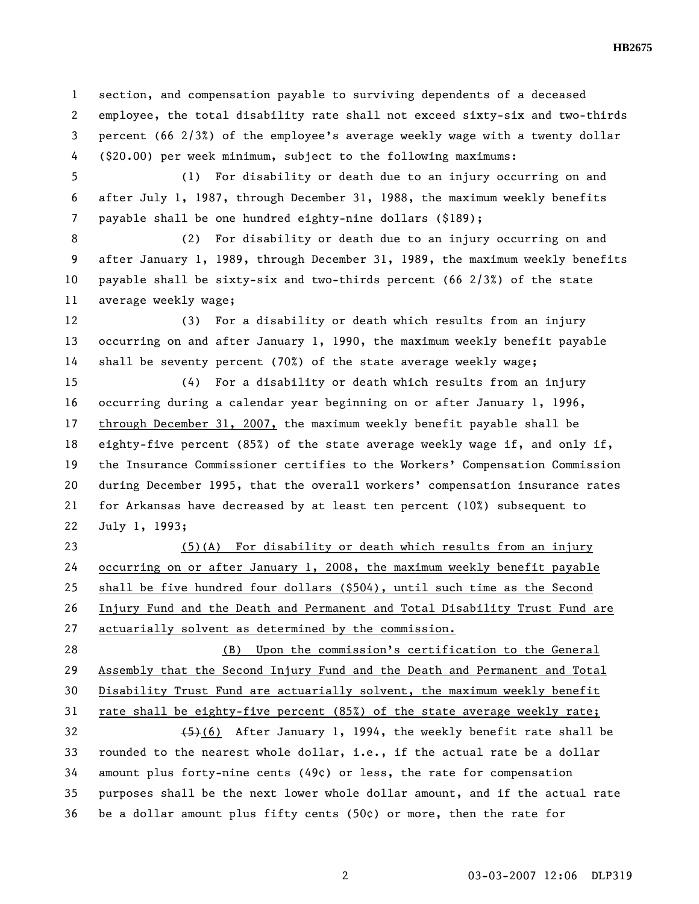section, and compensation payable to surviving dependents of a deceased employee, the total disability rate shall not exceed sixty-six and two-thirds percent (66 2/3%) of the employee's average weekly wage with a twenty dollar ($20.00) per week minimum, subject to the following maximums:

(1) For disability or death due to an injury occurring on and after July 1, 1987, through December 31, 1988, the maximum weekly benefits payable shall be one hundred eighty-nine dollars ($189);

(2) For disability or death due to an injury occurring on and after January 1, 1989, through December 31, 1989, the maximum weekly benefits payable shall be sixty-six and two-thirds percent (66 2/3%) of the state average weekly wage;

(3) For a disability or death which results from an injury occurring on and after January 1, 1990, the maximum weekly benefit payable shall be seventy percent (70%) of the state average weekly wage;

(4) For a disability or death which results from an injury occurring during a calendar year beginning on or after January 1, 1996, <u>through December 31, 2007,</u> the maximum weekly benefit payable shall be eighty-five percent (85%) of the state average weekly wage if, and only if, the Insurance Commissioner certifies to the Workers' Compensation Commission during December 1995, that the overall workers' compensation insurance rates for Arkansas have decreased by at least ten percent (10%) subsequent to July 1, 1993;

<u>(5)(A) For disability or death which results from an injury occurring on or after January 1, 2008, the maximum weekly benefit payable shall be five hundred four dollars ($504), until such time as the Second Injury Fund and the Death and Permanent and Total Disability Trust Fund are actuarially solvent as determined by the commission.</u>

<u>(B) Upon the commission's certification to the General Assembly that the Second Injury Fund and the Death and Permanent and Total Disability Trust Fund are actuarially solvent, the maximum weekly benefit rate shall be eighty-five percent (85%) of the state average weekly rate;</u>

~~(5)~~<u>(6)</u> After January 1, 1994, the weekly benefit rate shall be rounded to the nearest whole dollar, i.e., if the actual rate be a dollar amount plus forty-nine cents (49¢) or less, the rate for compensation purposes shall be the next lower whole dollar amount, and if the actual rate be a dollar amount plus fifty cents (50¢) or more, then the rate for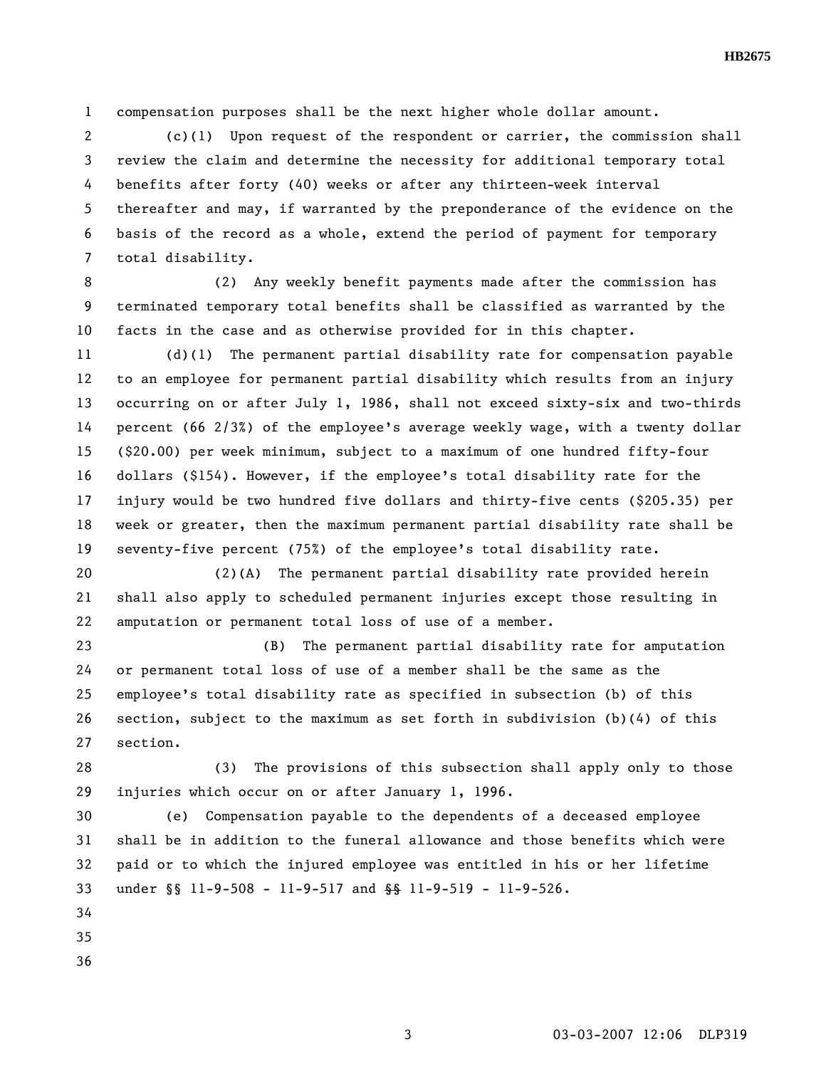compensation purposes shall be the next higher whole dollar amount.

(c)(1) Upon request of the respondent or carrier, the commission shall review the claim and determine the necessity for additional temporary total benefits after forty (40) weeks or after any thirteen-week interval thereafter and may, if warranted by the preponderance of the evidence on the basis of the record as a whole, extend the period of payment for temporary total disability.

(2) Any weekly benefit payments made after the commission has terminated temporary total benefits shall be classified as warranted by the facts in the case and as otherwise provided for in this chapter.

(d)(1) The permanent partial disability rate for compensation payable to an employee for permanent partial disability which results from an injury occurring on or after July 1, 1986, shall not exceed sixty-six and two-thirds percent (66 2/3%) of the employee's average weekly wage, with a twenty dollar ($20.00) per week minimum, subject to a maximum of one hundred fifty-four dollars ($154). However, if the employee's total disability rate for the injury would be two hundred five dollars and thirty-five cents ($205.35) per week or greater, then the maximum permanent partial disability rate shall be seventy-five percent (75%) of the employee's total disability rate.

(2)(A) The permanent partial disability rate provided herein shall also apply to scheduled permanent injuries except those resulting in amputation or permanent total loss of use of a member.

(B) The permanent partial disability rate for amputation or permanent total loss of use of a member shall be the same as the employee's total disability rate as specified in subsection (b) of this section, subject to the maximum as set forth in subdivision (b)(4) of this section.

(3) The provisions of this subsection shall apply only to those injuries which occur on or after January 1, 1996.

(e) Compensation payable to the dependents of a deceased employee shall be in addition to the funeral allowance and those benefits which were paid or to which the injured employee was entitled in his or her lifetime under §§ 11-9-508 - 11-9-517 and ~~§§~~ 11-9-519 - 11-9-526.